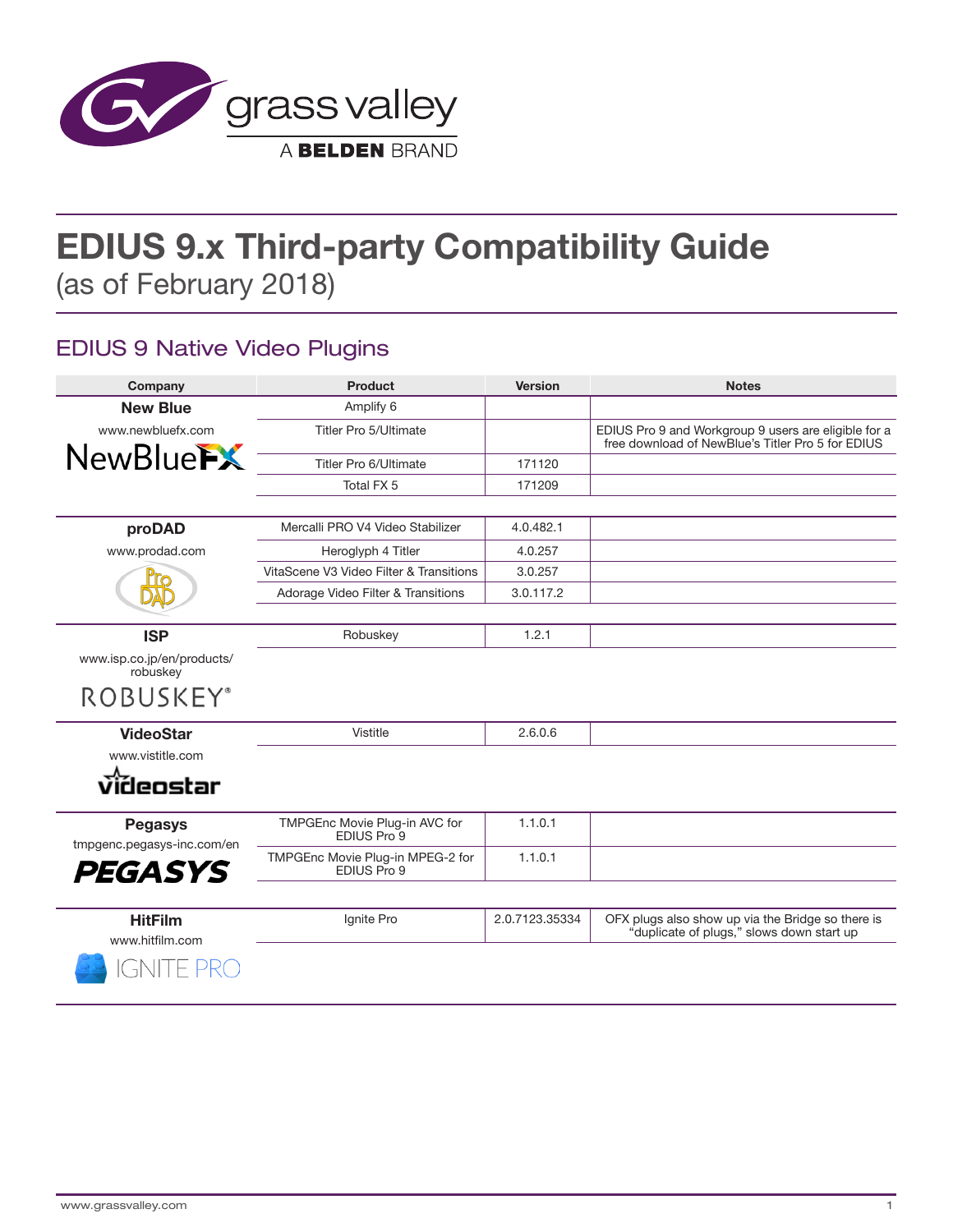# EDIUS 9.x Third-party Compatibility Guide

(as of February 2018)

## EDIUS 9 Native Video Plugins

| Company | Product | Version | Notes |
|---|---|---|---|
| **New Blue**<br>www.newbluefx.com | Amplify 6 | | |
| | Titler Pro 5/Ultimate | | EDIUS Pro 9 and Workgroup 9 users are eligible for a free download of NewBlue's Titler Pro 5 for EDIUS |
| | Titler Pro 6/Ultimate | 171120 | |
| | Total FX 5 | 171209 | |
| **proDAD**<br>www.prodad.com | Mercalli PRO V4 Video Stabilizer | 4.0.482.1 | |
| | Heroglyph 4 Titler | 4.0.257 | |
| | VitaScene V3 Video Filter & Transitions | 3.0.257 | |
| | Adorage Video Filter & Transitions | 3.0.117.2 | |
| **ISP**<br>www.isp.co.jp/en/products/robuskey | Robuskey | 1.2.1 | |
| **VideoStar**<br>www.vistitle.com | Vistitle | 2.6.0.6 | |
| **Pegasys**<br>tmpgenc.pegasys-inc.com/en | TMPGEnc Movie Plug-in AVC for EDIUS Pro 9 | 1.1.0.1 | |
| | TMPGEnc Movie Plug-in MPEG-2 for EDIUS Pro 9 | 1.1.0.1 | |
| **HitFilm**<br>www.hitfilm.com | Ignite Pro | 2.0.7123.35334 | OFX plugs also show up via the Bridge so there is "duplicate of plugs," slows down start up |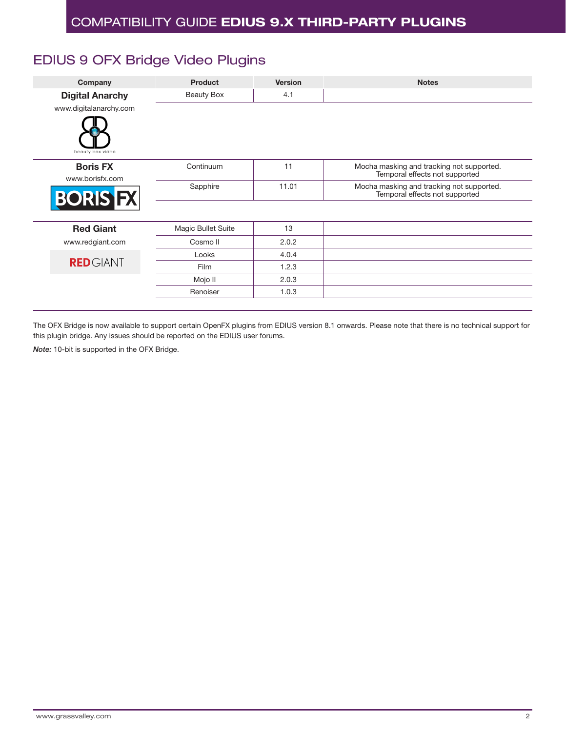## EDIUS 9 OFX Bridge Video Plugins

| Company | Product | Version | Notes |
|---|---|---|---|
| **Digital Anarchy** www.digitalanarchy.com | Beauty Box | 4.1 | |
| **Boris FX** www.borisfx.com | Continuum | 11 | Mocha masking and tracking not supported. Temporal effects not supported |
| | Sapphire | 11.01 | Mocha masking and tracking not supported. Temporal effects not supported |
| **Red Giant** www.redgiant.com | Magic Bullet Suite | 13 | |
| | Cosmo II | 2.0.2 | |
| | Looks | 4.0.4 | |
| | Film | 1.2.3 | |
| | Mojo II | 2.0.3 | |
| | Renoiser | 1.0.3 | |

The OFX Bridge is now available to support certain OpenFX plugins from EDIUS version 8.1 onwards. Please note that there is no technical support for this plugin bridge. Any issues should be reported on the EDIUS user forums.

***Note:*** 10-bit is supported in the OFX Bridge.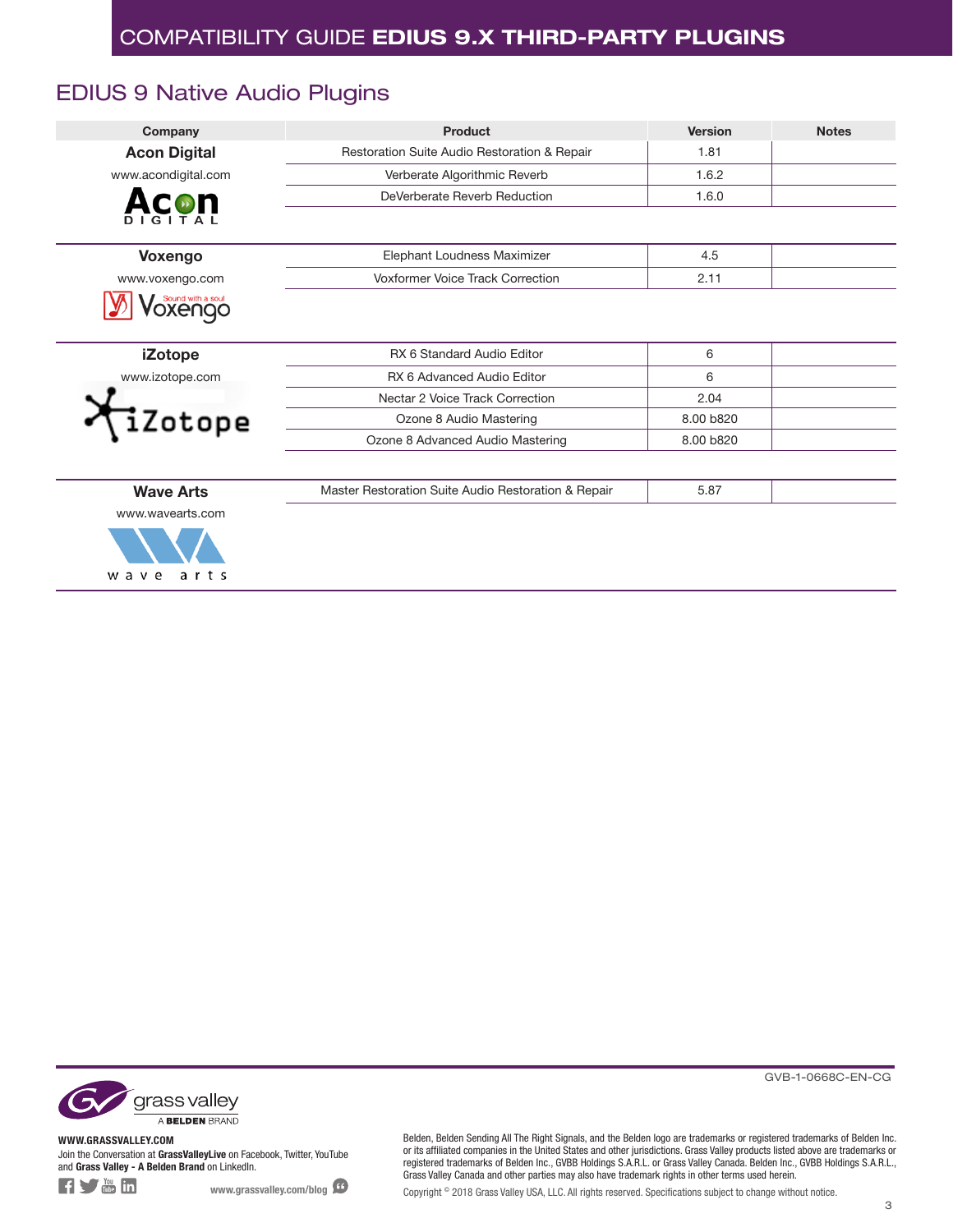## EDIUS 9 Native Audio Plugins

| Company | Product | Version | Notes |
|---|---|---|---|
| **Acon Digital** www.acondigital.com | Restoration Suite Audio Restoration & Repair | 1.81 | |
| | Verberate Algorithmic Reverb | 1.6.2 | |
| | DeVerberate Reverb Reduction | 1.6.0 | |
| **Voxengo** www.voxengo.com | Elephant Loudness Maximizer | 4.5 | |
| | Voxformer Voice Track Correction | 2.11 | |
| **iZotope** www.izotope.com | RX 6 Standard Audio Editor | 6 | |
| | RX 6 Advanced Audio Editor | 6 | |
| | Nectar 2 Voice Track Correction | 2.04 | |
| | Ozone 8 Audio Mastering | 8.00 b820 | |
| | Ozone 8 Advanced Audio Mastering | 8.00 b820 | |
| **Wave Arts** www.wavearts.com | Master Restoration Suite Audio Restoration & Repair | 5.87 | |

GVB-1-0668C-EN-CG

**WWW.GRASSVALLEY.COM**
Join the Conversation at **GrassValleyLive** on Facebook, Twitter, YouTube and **Grass Valley - A Belden Brand** on LinkedIn.

www.grassvalley.com/blog

Belden, Belden Sending All The Right Signals, and the Belden logo are trademarks or registered trademarks of Belden Inc. or its affiliated companies in the United States and other jurisdictions. Grass Valley products listed above are trademarks or registered trademarks of Belden Inc., GVBB Holdings S.A.R.L. or Grass Valley Canada. Belden Inc., GVBB Holdings S.A.R.L., Grass Valley Canada and other parties may also have trademark rights in other terms used herein.

Copyright © 2018 Grass Valley USA, LLC. All rights reserved. Specifications subject to change without notice.